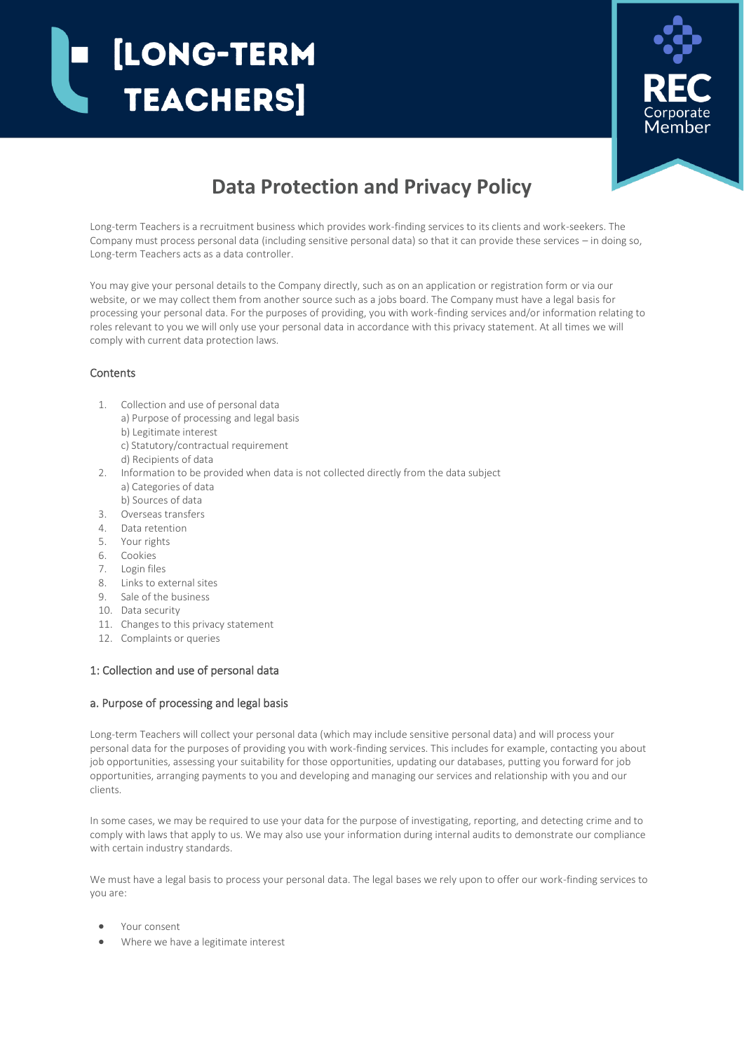[LONG-TERM TEACHERS]

REC Corporate Member

# Data Protection and Privacy Policy

Long-term Teachers is a recruitment business which provides work-finding services to its clients and work-seekers. The Company must process personal data (including sensitive personal data) so that it can provide these services – in doing so, Long-term Teachers acts as a data controller.

You may give your personal details to the Company directly, such as on an application or registration form or via our website, or we may collect them from another source such as a jobs board. The Company must have a legal basis for processing your personal data. For the purposes of providing, you with work-finding services and/or information relating to roles relevant to you we will only use your personal data in accordance with this privacy statement. At all times we will comply with current data protection laws.

## Contents

1. Collection and use of personal data
   a) Purpose of processing and legal basis
   b) Legitimate interest
   c) Statutory/contractual requirement
   d) Recipients of data
2. Information to be provided when data is not collected directly from the data subject
   a) Categories of data
   b) Sources of data
3. Overseas transfers
4. Data retention
5. Your rights
6. Cookies
7. Login files
8. Links to external sites
9. Sale of the business
10. Data security
11. Changes to this privacy statement
12. Complaints or queries

## 1: Collection and use of personal data

### a. Purpose of processing and legal basis

Long-term Teachers will collect your personal data (which may include sensitive personal data) and will process your personal data for the purposes of providing you with work-finding services. This includes for example, contacting you about job opportunities, assessing your suitability for those opportunities, updating our databases, putting you forward for job opportunities, arranging payments to you and developing and managing our services and relationship with you and our clients.

In some cases, we may be required to use your data for the purpose of investigating, reporting, and detecting crime and to comply with laws that apply to us. We may also use your information during internal audits to demonstrate our compliance with certain industry standards.

We must have a legal basis to process your personal data. The legal bases we rely upon to offer our work-finding services to you are:

- Your consent
- Where we have a legitimate interest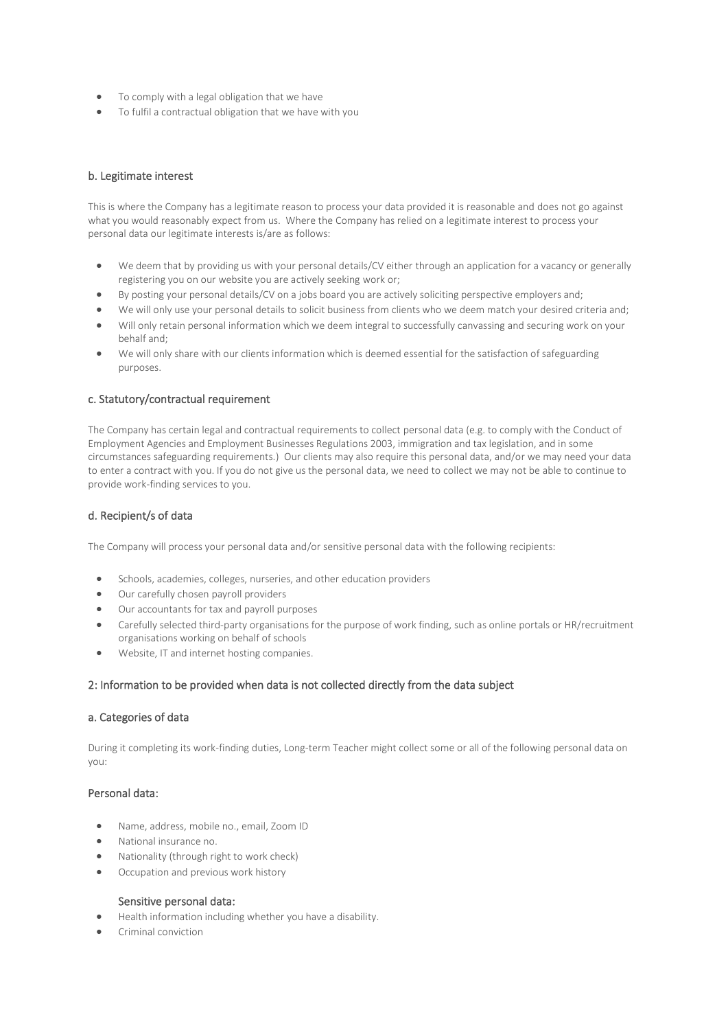- To comply with a legal obligation that we have
- To fulfil a contractual obligation that we have with you

### b. Legitimate interest

This is where the Company has a legitimate reason to process your data provided it is reasonable and does not go against what you would reasonably expect from us. Where the Company has relied on a legitimate interest to process your personal data our legitimate interests is/are as follows:

- We deem that by providing us with your personal details/CV either through an application for a vacancy or generally registering you on our website you are actively seeking work or;
- By posting your personal details/CV on a jobs board you are actively soliciting perspective employers and;
- We will only use your personal details to solicit business from clients who we deem match your desired criteria and;
- Will only retain personal information which we deem integral to successfully canvassing and securing work on your behalf and;
- We will only share with our clients information which is deemed essential for the satisfaction of safeguarding purposes.

### c. Statutory/contractual requirement

The Company has certain legal and contractual requirements to collect personal data (e.g. to comply with the Conduct of Employment Agencies and Employment Businesses Regulations 2003, immigration and tax legislation, and in some circumstances safeguarding requirements.) Our clients may also require this personal data, and/or we may need your data to enter a contract with you. If you do not give us the personal data, we need to collect we may not be able to continue to provide work-finding services to you.

### d. Recipient/s of data

The Company will process your personal data and/or sensitive personal data with the following recipients:

- Schools, academies, colleges, nurseries, and other education providers
- Our carefully chosen payroll providers
- Our accountants for tax and payroll purposes
- Carefully selected third-party organisations for the purpose of work finding, such as online portals or HR/recruitment organisations working on behalf of schools
- Website, IT and internet hosting companies.

## 2: Information to be provided when data is not collected directly from the data subject

### a. Categories of data

During it completing its work-finding duties, Long-term Teacher might collect some or all of the following personal data on you:

#### Personal data:

- Name, address, mobile no., email, Zoom ID
- National insurance no.
- Nationality (through right to work check)
- Occupation and previous work history

#### Sensitive personal data:

- Health information including whether you have a disability.
- Criminal conviction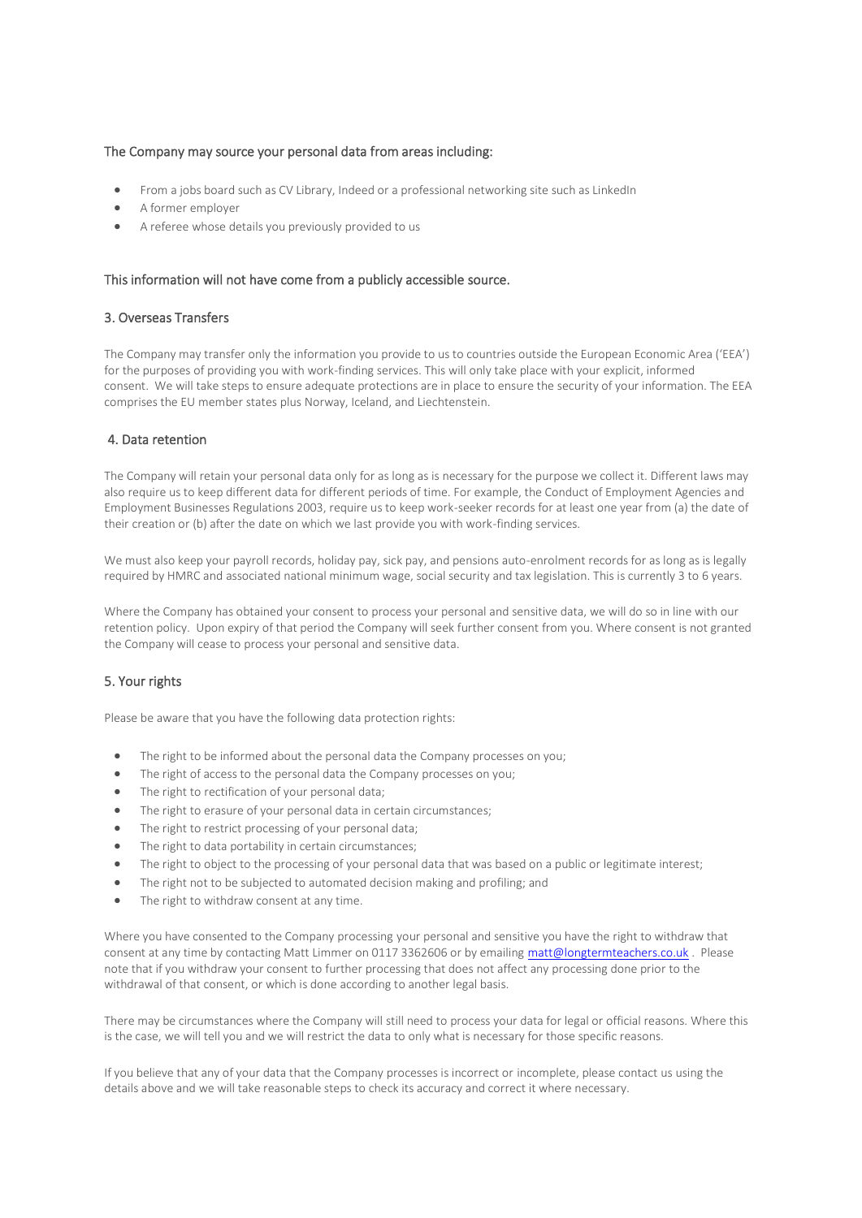The Company may source your personal data from areas including:

- From a jobs board such as CV Library, Indeed or a professional networking site such as LinkedIn
- A former employer
- A referee whose details you previously provided to us

This information will not have come from a publicly accessible source.

## 3. Overseas Transfers

The Company may transfer only the information you provide to us to countries outside the European Economic Area ('EEA') for the purposes of providing you with work-finding services. This will only take place with your explicit, informed consent. We will take steps to ensure adequate protections are in place to ensure the security of your information. The EEA comprises the EU member states plus Norway, Iceland, and Liechtenstein.

## 4. Data retention

The Company will retain your personal data only for as long as is necessary for the purpose we collect it. Different laws may also require us to keep different data for different periods of time. For example, the Conduct of Employment Agencies and Employment Businesses Regulations 2003, require us to keep work-seeker records for at least one year from (a) the date of their creation or (b) after the date on which we last provide you with work-finding services.

We must also keep your payroll records, holiday pay, sick pay, and pensions auto-enrolment records for as long as is legally required by HMRC and associated national minimum wage, social security and tax legislation. This is currently 3 to 6 years.

Where the Company has obtained your consent to process your personal and sensitive data, we will do so in line with our retention policy. Upon expiry of that period the Company will seek further consent from you. Where consent is not granted the Company will cease to process your personal and sensitive data.

## 5. Your rights

Please be aware that you have the following data protection rights:

- The right to be informed about the personal data the Company processes on you;
- The right of access to the personal data the Company processes on you;
- The right to rectification of your personal data;
- The right to erasure of your personal data in certain circumstances;
- The right to restrict processing of your personal data;
- The right to data portability in certain circumstances;
- The right to object to the processing of your personal data that was based on a public or legitimate interest;
- The right not to be subjected to automated decision making and profiling; and
- The right to withdraw consent at any time.

Where you have consented to the Company processing your personal and sensitive you have the right to withdraw that consent at any time by contacting Matt Limmer on 0117 3362606 or by emailing matt@longtermteachers.co.uk . Please note that if you withdraw your consent to further processing that does not affect any processing done prior to the withdrawal of that consent, or which is done according to another legal basis.

There may be circumstances where the Company will still need to process your data for legal or official reasons. Where this is the case, we will tell you and we will restrict the data to only what is necessary for those specific reasons.

If you believe that any of your data that the Company processes is incorrect or incomplete, please contact us using the details above and we will take reasonable steps to check its accuracy and correct it where necessary.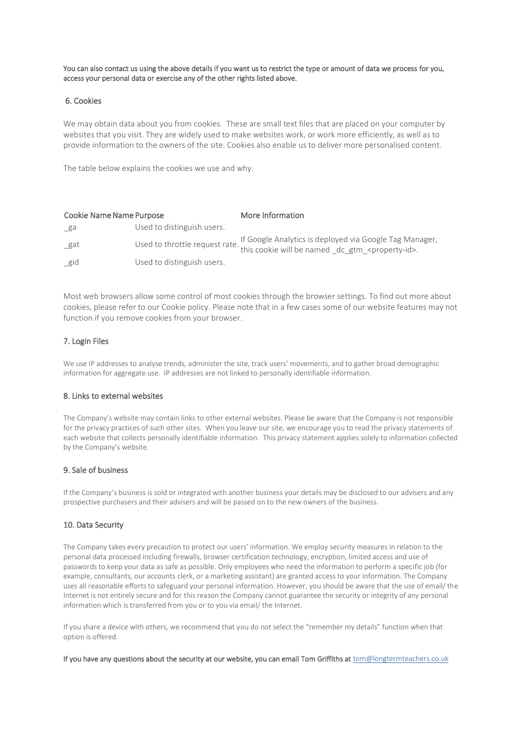**You can also contact us using the above details if you want us to restrict the type or amount of data we process for you, access your personal data or exercise any of the other rights listed above.**

## 6. Cookies

We may obtain data about you from cookies. These are small text files that are placed on your computer by websites that you visit. They are widely used to make websites work, or work more efficiently, as well as to provide information to the owners of the site. Cookies also enable us to deliver more personalised content.

The table below explains the cookies we use and why.

| Cookie Name | Name Purpose | More Information |
|---|---|---|
| _ga | Used to distinguish users. | |
| _gat | Used to throttle request rate. | If Google Analytics is deployed via Google Tag Manager, this cookie will be named _dc_gtm_<property-id>. |
| _gid | Used to distinguish users. | |

Most web browsers allow some control of most cookies through the browser settings. To find out more about cookies, please refer to our Cookie policy. Please note that in a few cases some of our website features may not function if you remove cookies from your browser.

## 7. Login Files

We use IP addresses to analyse trends, administer the site, track users' movements, and to gather broad demographic information for aggregate use. IP addresses are not linked to personally identifiable information.

## 8. Links to external websites

The Company's website may contain links to other external websites. Please be aware that the Company is not responsible for the privacy practices of such other sites. When you leave our site, we encourage you to read the privacy statements of each website that collects personally identifiable information. This privacy statement applies solely to information collected by the Company's website.

## 9. Sale of business

If the Company's business is sold or integrated with another business your details may be disclosed to our advisers and any prospective purchasers and their advisers and will be passed on to the new owners of the business.

## 10. Data Security

The Company takes every precaution to protect our users' information. We employ security measures in relation to the personal data processed including firewalls, browser certification technology, encryption, limited access and use of passwords to keep your data as safe as possible. Only employees who need the information to perform a specific job (for example, consultants, our accounts clerk, or a marketing assistant) are granted access to your information. The Company uses all reasonable efforts to safeguard your personal information. However, you should be aware that the use of email/ the Internet is not entirely secure and for this reason the Company cannot guarantee the security or integrity of any personal information which is transferred from you or to you via email/ the Internet.

If you share a device with others, we recommend that you do not select the "remember my details" function when that option is offered.

**If you have any questions about the security at our website, you can email Tom Griffiths at** [tom@longtermteachers.co.uk](mailto:tom@longtermteachers.co.uk)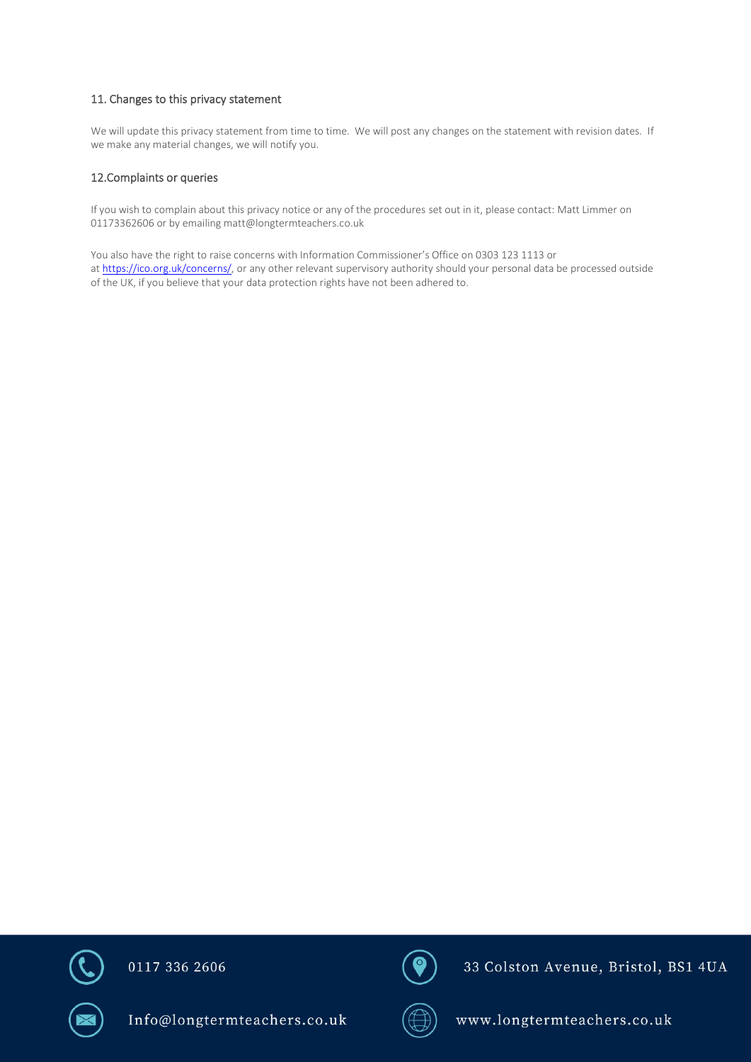## 11. Changes to this privacy statement

We will update this privacy statement from time to time. We will post any changes on the statement with revision dates. If we make any material changes, we will notify you.

## 12.Complaints or queries

If you wish to complain about this privacy notice or any of the procedures set out in it, please contact: Matt Limmer on 01173362606 or by emailing matt@longtermteachers.co.uk

You also have the right to raise concerns with Information Commissioner's Office on 0303 123 1113 or at https://ico.org.uk/concerns/, or any other relevant supervisory authority should your personal data be processed outside of the UK, if you believe that your data protection rights have not been adhered to.